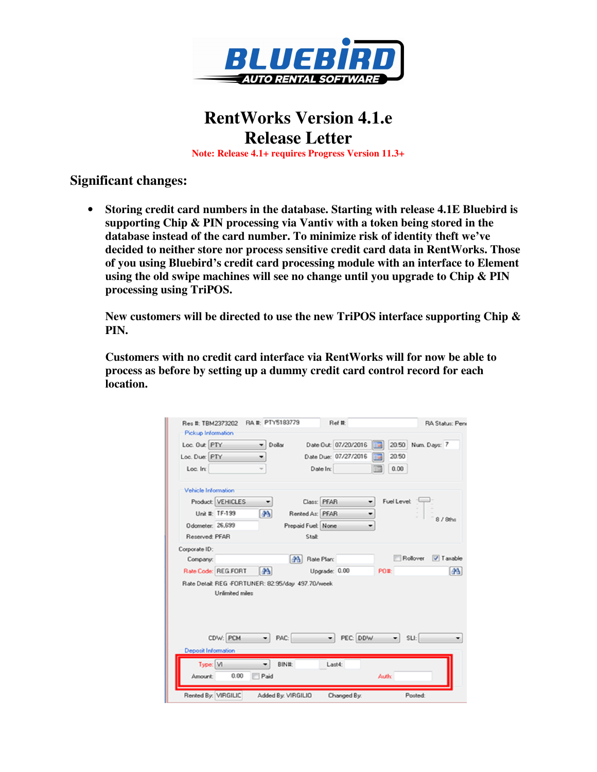# RentWorks Version 4.1.e
# Release Letter

**Note: Release 4.1+ requires Progress Version 11.3+**

## Significant changes:

- **Storing credit card numbers in the database. Starting with release 4.1E Bluebird is supporting Chip & PIN processing via Vantiv with a token being stored in the database instead of the card number. To minimize risk of identity theft we've decided to neither store nor process sensitive credit card data in RentWorks. Those of you using Bluebird's credit card processing module with an interface to Element using the old swipe machines will see no change until you upgrade to Chip & PIN processing using TriPOS.**

  **New customers will be directed to use the new TriPOS interface supporting Chip & PIN.**

  **Customers with no credit card interface via RentWorks will for now be able to process as before by setting up a dummy credit card control record for each location.**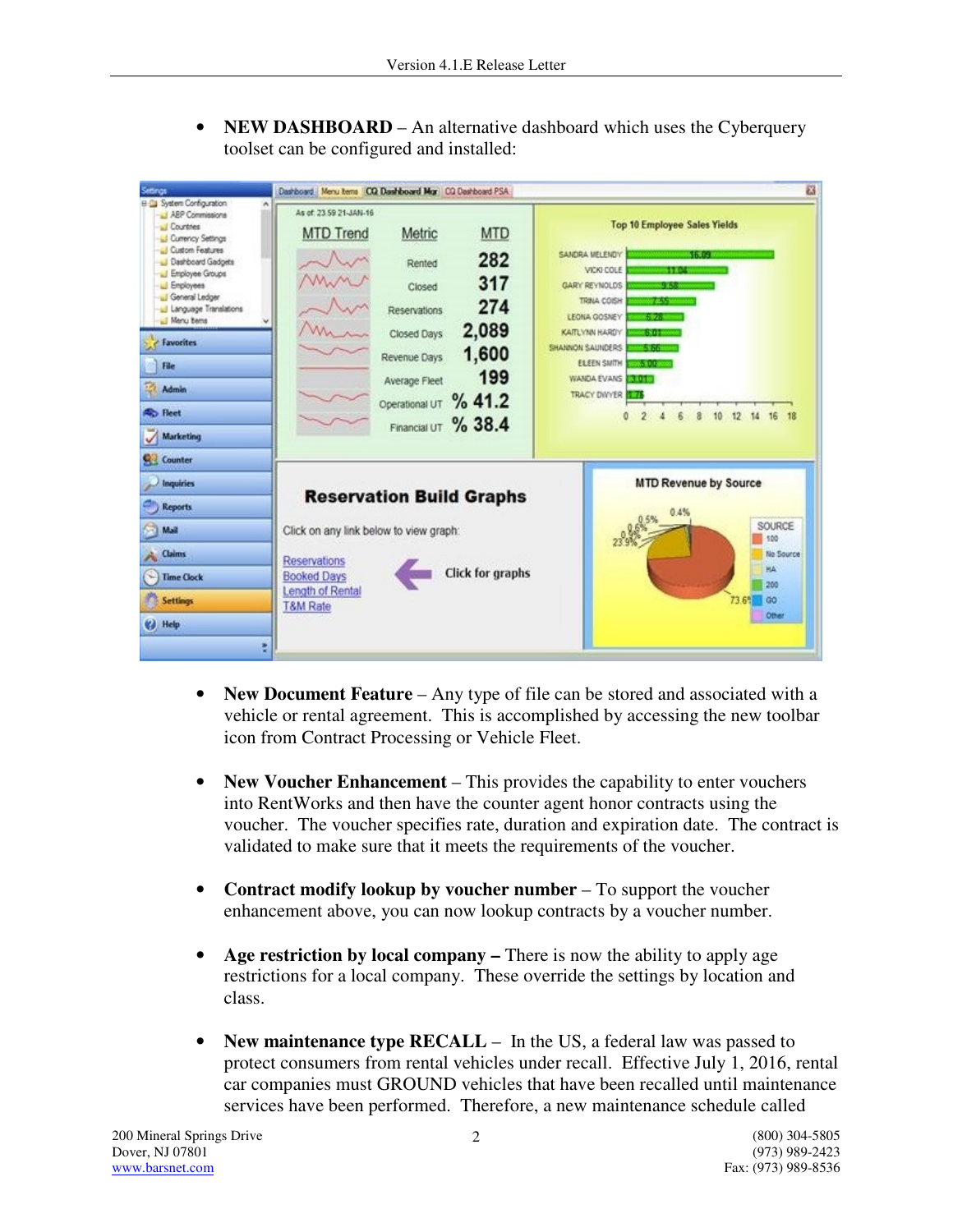- **NEW DASHBOARD** – An alternative dashboard which uses the Cyberquery toolset can be configured and installed:

- **New Document Feature** – Any type of file can be stored and associated with a vehicle or rental agreement. This is accomplished by accessing the new toolbar icon from Contract Processing or Vehicle Fleet.

- **New Voucher Enhancement** – This provides the capability to enter vouchers into RentWorks and then have the counter agent honor contracts using the voucher. The voucher specifies rate, duration and expiration date. The contract is validated to make sure that it meets the requirements of the voucher.

- **Contract modify lookup by voucher number** – To support the voucher enhancement above, you can now lookup contracts by a voucher number.

- **Age restriction by local company –** There is now the ability to apply age restrictions for a local company. These override the settings by location and class.

- **New maintenance type RECALL** – In the US, a federal law was passed to protect consumers from rental vehicles under recall. Effective July 1, 2016, rental car companies must GROUND vehicles that have been recalled until maintenance services have been performed. Therefore, a new maintenance schedule called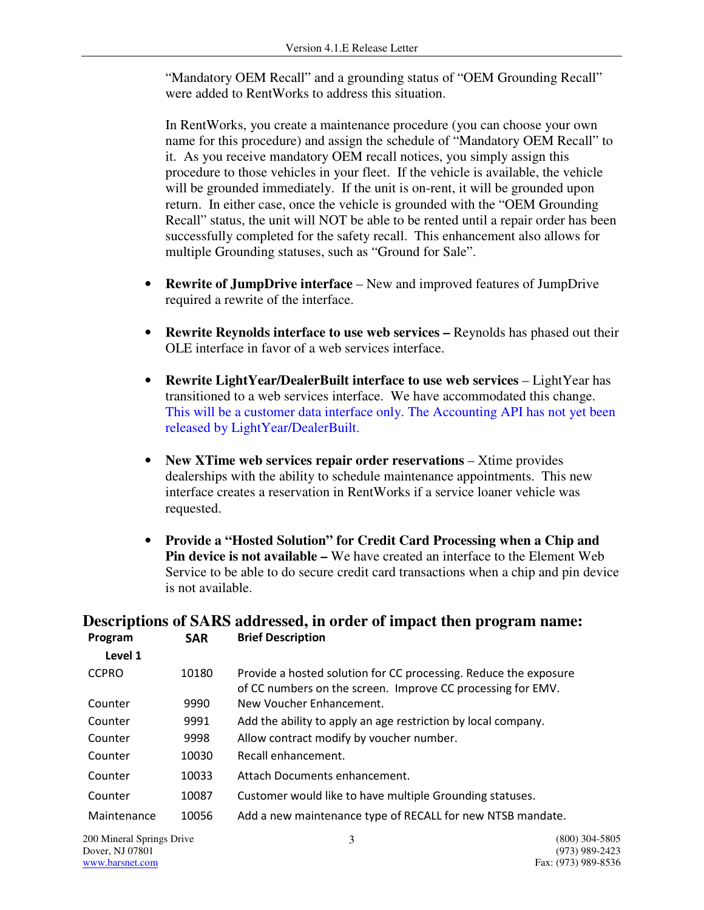"Mandatory OEM Recall" and a grounding status of "OEM Grounding Recall" were added to RentWorks to address this situation.

In RentWorks, you create a maintenance procedure (you can choose your own name for this procedure) and assign the schedule of "Mandatory OEM Recall" to it. As you receive mandatory OEM recall notices, you simply assign this procedure to those vehicles in your fleet. If the vehicle is available, the vehicle will be grounded immediately. If the unit is on-rent, it will be grounded upon return. In either case, once the vehicle is grounded with the "OEM Grounding Recall" status, the unit will NOT be able to be rented until a repair order has been successfully completed for the safety recall. This enhancement also allows for multiple Grounding statuses, such as "Ground for Sale".

- **Rewrite of JumpDrive interface** – New and improved features of JumpDrive required a rewrite of the interface.
- **Rewrite Reynolds interface to use web services –** Reynolds has phased out their OLE interface in favor of a web services interface.
- **Rewrite LightYear/DealerBuilt interface to use web services** – LightYear has transitioned to a web services interface. We have accommodated this change. This will be a customer data interface only. The Accounting API has not yet been released by LightYear/DealerBuilt.
- **New XTime web services repair order reservations** – Xtime provides dealerships with the ability to schedule maintenance appointments. This new interface creates a reservation in RentWorks if a service loaner vehicle was requested.
- **Provide a "Hosted Solution" for Credit Card Processing when a Chip and Pin device is not available –** We have created an interface to the Element Web Service to be able to do secure credit card transactions when a chip and pin device is not available.

## Descriptions of SARS addressed, in order of impact then program name:

| Program | SAR | Brief Description |
|---|---|---|
| **Level 1** | | |
| CCPRO | 10180 | Provide a hosted solution for CC processing. Reduce the exposure of CC numbers on the screen. Improve CC processing for EMV. |
| Counter | 9990 | New Voucher Enhancement. |
| Counter | 9991 | Add the ability to apply an age restriction by local company. |
| Counter | 9998 | Allow contract modify by voucher number. |
| Counter | 10030 | Recall enhancement. |
| Counter | 10033 | Attach Documents enhancement. |
| Counter | 10087 | Customer would like to have multiple Grounding statuses. |
| Maintenance | 10056 | Add a new maintenance type of RECALL for new NTSB mandate. |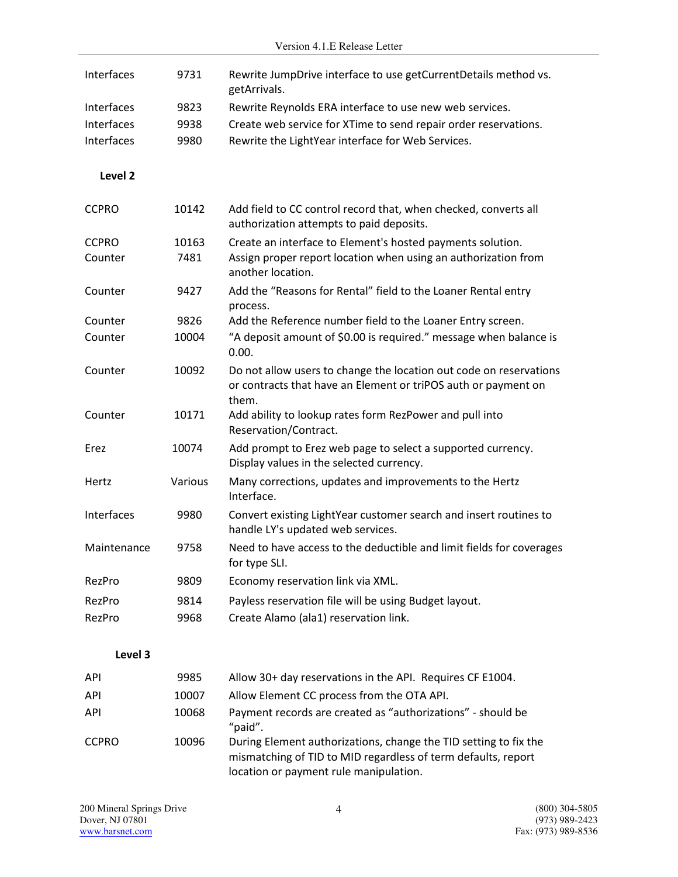| | | |
|---|---|---|
| Interfaces | 9731 | Rewrite JumpDrive interface to use getCurrentDetails method vs. getArrivals. |
| Interfaces | 9823 | Rewrite Reynolds ERA interface to use new web services. |
| Interfaces | 9938 | Create web service for XTime to send repair order reservations. |
| Interfaces | 9980 | Rewrite the LightYear interface for Web Services. |

**Level 2**

| | | |
|---|---|---|
| CCPRO | 10142 | Add field to CC control record that, when checked, converts all authorization attempts to paid deposits. |
| CCPRO | 10163 | Create an interface to Element's hosted payments solution. |
| Counter | 7481 | Assign proper report location when using an authorization from another location. |
| Counter | 9427 | Add the "Reasons for Rental" field to the Loaner Rental entry process. |
| Counter | 9826 | Add the Reference number field to the Loaner Entry screen. |
| Counter | 10004 | "A deposit amount of $0.00 is required." message when balance is 0.00. |
| Counter | 10092 | Do not allow users to change the location out code on reservations or contracts that have an Element or triPOS auth or payment on them. |
| Counter | 10171 | Add ability to lookup rates form RezPower and pull into Reservation/Contract. |
| Erez | 10074 | Add prompt to Erez web page to select a supported currency. Display values in the selected currency. |
| Hertz | Various | Many corrections, updates and improvements to the Hertz Interface. |
| Interfaces | 9980 | Convert existing LightYear customer search and insert routines to handle LY's updated web services. |
| Maintenance | 9758 | Need to have access to the deductible and limit fields for coverages for type SLI. |
| RezPro | 9809 | Economy reservation link via XML. |
| RezPro | 9814 | Payless reservation file will be using Budget layout. |
| RezPro | 9968 | Create Alamo (ala1) reservation link. |

**Level 3**

| | | |
|---|---|---|
| API | 9985 | Allow 30+ day reservations in the API. Requires CF E1004. |
| API | 10007 | Allow Element CC process from the OTA API. |
| API | 10068 | Payment records are created as "authorizations" - should be "paid". |
| CCPRO | 10096 | During Element authorizations, change the TID setting to fix the mismatching of TID to MID regardless of term defaults, report location or payment rule manipulation. |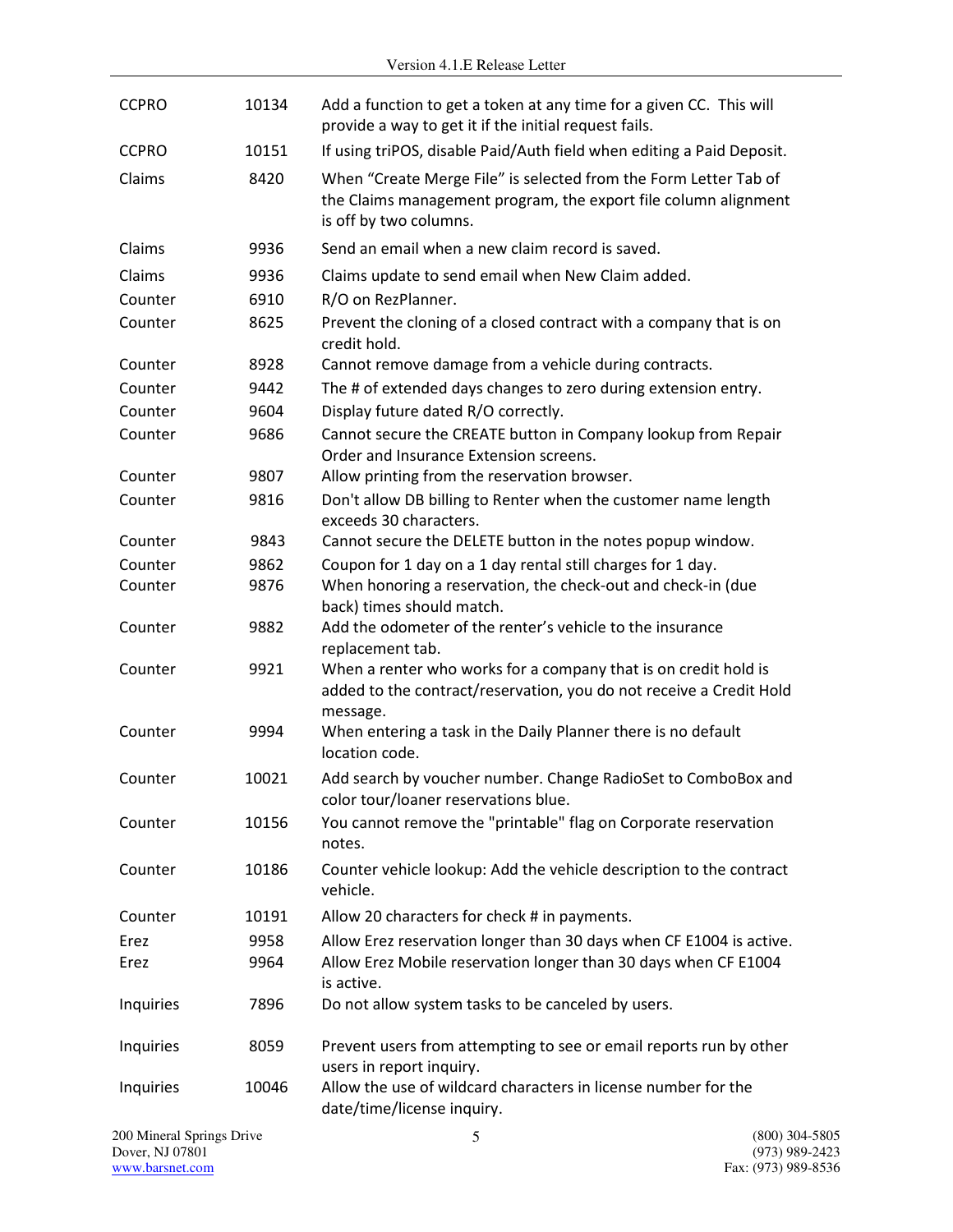| | | |
|---|---|---|
| CCPRO | 10134 | Add a function to get a token at any time for a given CC. This will provide a way to get it if the initial request fails. |
| CCPRO | 10151 | If using triPOS, disable Paid/Auth field when editing a Paid Deposit. |
| Claims | 8420 | When "Create Merge File" is selected from the Form Letter Tab of the Claims management program, the export file column alignment is off by two columns. |
| Claims | 9936 | Send an email when a new claim record is saved. |
| Claims | 9936 | Claims update to send email when New Claim added. |
| Counter | 6910 | R/O on RezPlanner. |
| Counter | 8625 | Prevent the cloning of a closed contract with a company that is on credit hold. |
| Counter | 8928 | Cannot remove damage from a vehicle during contracts. |
| Counter | 9442 | The # of extended days changes to zero during extension entry. |
| Counter | 9604 | Display future dated R/O correctly. |
| Counter | 9686 | Cannot secure the CREATE button in Company lookup from Repair Order and Insurance Extension screens. |
| Counter | 9807 | Allow printing from the reservation browser. |
| Counter | 9816 | Don't allow DB billing to Renter when the customer name length exceeds 30 characters. |
| Counter | 9843 | Cannot secure the DELETE button in the notes popup window. |
| Counter | 9862 | Coupon for 1 day on a 1 day rental still charges for 1 day. |
| Counter | 9876 | When honoring a reservation, the check-out and check-in (due back) times should match. |
| Counter | 9882 | Add the odometer of the renter's vehicle to the insurance replacement tab. |
| Counter | 9921 | When a renter who works for a company that is on credit hold is added to the contract/reservation, you do not receive a Credit Hold message. |
| Counter | 9994 | When entering a task in the Daily Planner there is no default location code. |
| Counter | 10021 | Add search by voucher number. Change RadioSet to ComboBox and color tour/loaner reservations blue. |
| Counter | 10156 | You cannot remove the "printable" flag on Corporate reservation notes. |
| Counter | 10186 | Counter vehicle lookup: Add the vehicle description to the contract vehicle. |
| Counter | 10191 | Allow 20 characters for check # in payments. |
| Erez | 9958 | Allow Erez reservation longer than 30 days when CF E1004 is active. |
| Erez | 9964 | Allow Erez Mobile reservation longer than 30 days when CF E1004 is active. |
| Inquiries | 7896 | Do not allow system tasks to be canceled by users. |
| Inquiries | 8059 | Prevent users from attempting to see or email reports run by other users in report inquiry. |
| Inquiries | 10046 | Allow the use of wildcard characters in license number for the date/time/license inquiry. |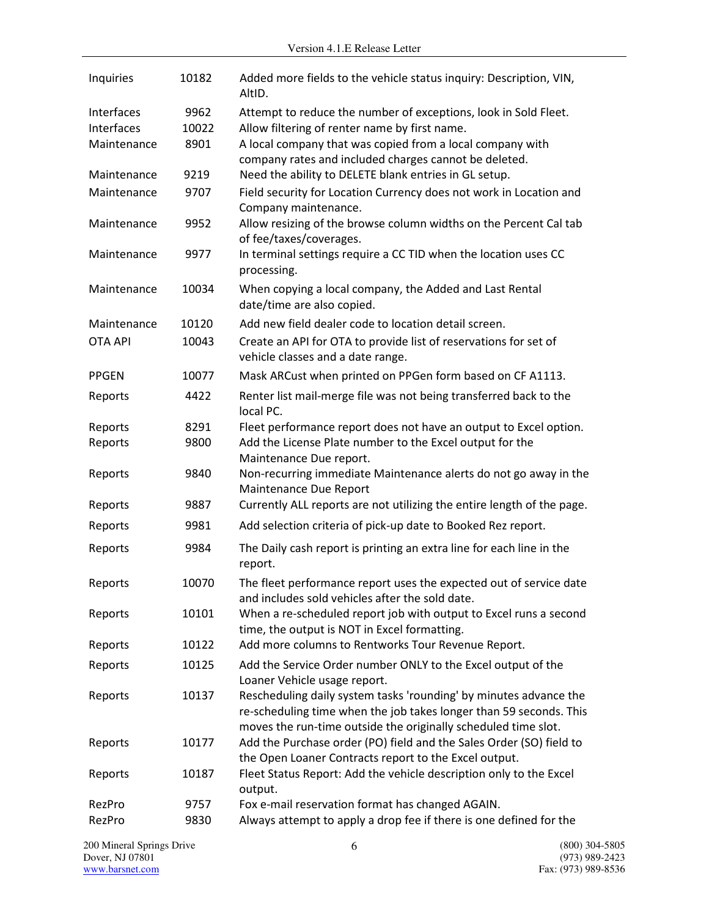| | | |
|---|---|---|
| Inquiries | 10182 | Added more fields to the vehicle status inquiry: Description, VIN, AltID. |
| Interfaces | 9962 | Attempt to reduce the number of exceptions, look in Sold Fleet. |
| Interfaces | 10022 | Allow filtering of renter name by first name. |
| Maintenance | 8901 | A local company that was copied from a local company with company rates and included charges cannot be deleted. |
| Maintenance | 9219 | Need the ability to DELETE blank entries in GL setup. |
| Maintenance | 9707 | Field security for Location Currency does not work in Location and Company maintenance. |
| Maintenance | 9952 | Allow resizing of the browse column widths on the Percent Cal tab of fee/taxes/coverages. |
| Maintenance | 9977 | In terminal settings require a CC TID when the location uses CC processing. |
| Maintenance | 10034 | When copying a local company, the Added and Last Rental date/time are also copied. |
| Maintenance | 10120 | Add new field dealer code to location detail screen. |
| OTA API | 10043 | Create an API for OTA to provide list of reservations for set of vehicle classes and a date range. |
| PPGEN | 10077 | Mask ARCust when printed on PPGen form based on CF A1113. |
| Reports | 4422 | Renter list mail-merge file was not being transferred back to the local PC. |
| Reports | 8291 | Fleet performance report does not have an output to Excel option. |
| Reports | 9800 | Add the License Plate number to the Excel output for the Maintenance Due report. |
| Reports | 9840 | Non-recurring immediate Maintenance alerts do not go away in the Maintenance Due Report |
| Reports | 9887 | Currently ALL reports are not utilizing the entire length of the page. |
| Reports | 9981 | Add selection criteria of pick-up date to Booked Rez report. |
| Reports | 9984 | The Daily cash report is printing an extra line for each line in the report. |
| Reports | 10070 | The fleet performance report uses the expected out of service date and includes sold vehicles after the sold date. |
| Reports | 10101 | When a re-scheduled report job with output to Excel runs a second time, the output is NOT in Excel formatting. |
| Reports | 10122 | Add more columns to Rentworks Tour Revenue Report. |
| Reports | 10125 | Add the Service Order number ONLY to the Excel output of the Loaner Vehicle usage report. |
| Reports | 10137 | Rescheduling daily system tasks 'rounding' by minutes advance the re-scheduling time when the job takes longer than 59 seconds. This moves the run-time outside the originally scheduled time slot. |
| Reports | 10177 | Add the Purchase order (PO) field and the Sales Order (SO) field to the Open Loaner Contracts report to the Excel output. |
| Reports | 10187 | Fleet Status Report: Add the vehicle description only to the Excel output. |
| RezPro | 9757 | Fox e-mail reservation format has changed AGAIN. |
| RezPro | 9830 | Always attempt to apply a drop fee if there is one defined for the |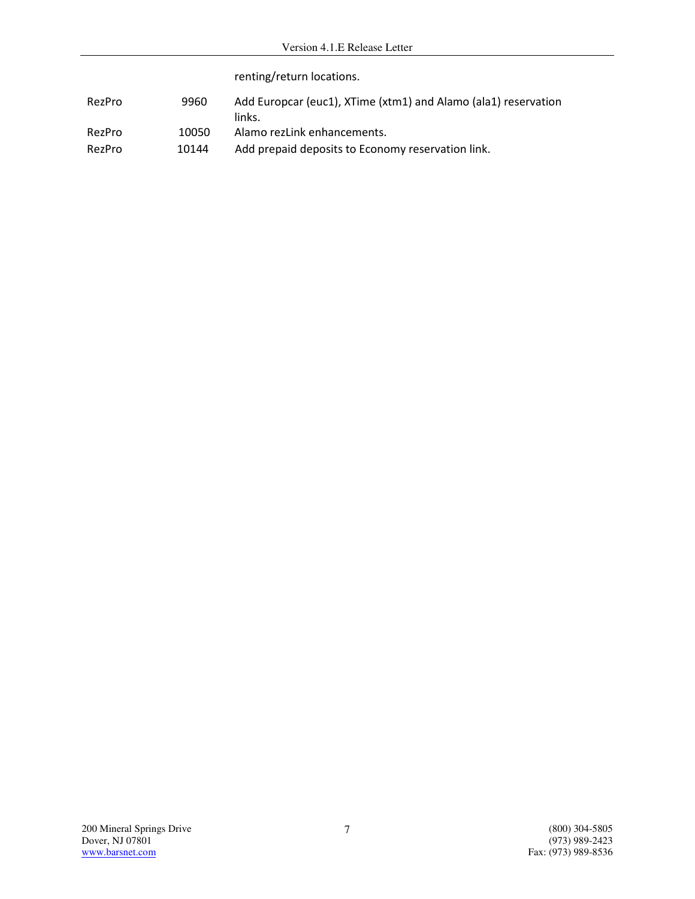| | | |
|---|---|---|
| | | renting/return locations. |
| RezPro | 9960 | Add Europcar (euc1), XTime (xtm1) and Alamo (ala1) reservation links. |
| RezPro | 10050 | Alamo rezLink enhancements. |
| RezPro | 10144 | Add prepaid deposits to Economy reservation link. |